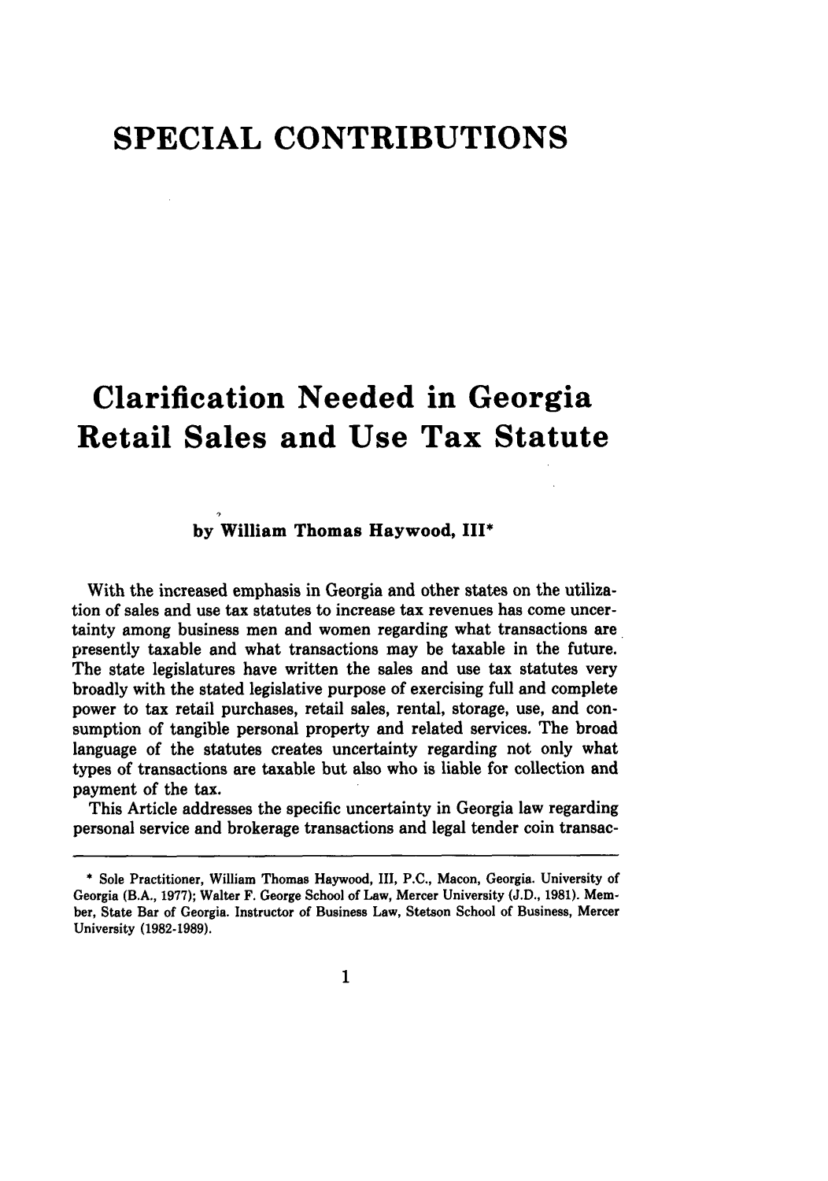# SPECIAL CONTRIBUTIONS

# Clarification Needed in Georgia Retail Sales and Use Tax Statute

**by William Thomas Haywood, III***

With the increased emphasis in Georgia and other states on the utilization of sales and use tax statutes to increase tax revenues has come uncertainty among business men and women regarding what transactions are presently taxable and what transactions may be taxable in the future. The state legislatures have written the sales and use tax statutes very broadly with the stated legislative purpose of exercising full and complete power to tax retail purchases, retail sales, rental, storage, use, and consumption of tangible personal property and related services. The broad language of the statutes creates uncertainty regarding not only what types of transactions are taxable but also who is liable for collection and payment of the tax.

This Article addresses the specific uncertainty in Georgia law regarding personal service and brokerage transactions and legal tender coin transac-

---

\* Sole Practitioner, William Thomas Haywood, III, P.C., Macon, Georgia. University of Georgia (B.A., 1977); Walter F. George School of Law, Mercer University (J.D., 1981). Member, State Bar of Georgia. Instructor of Business Law, Stetson School of Business, Mercer University (1982-1989).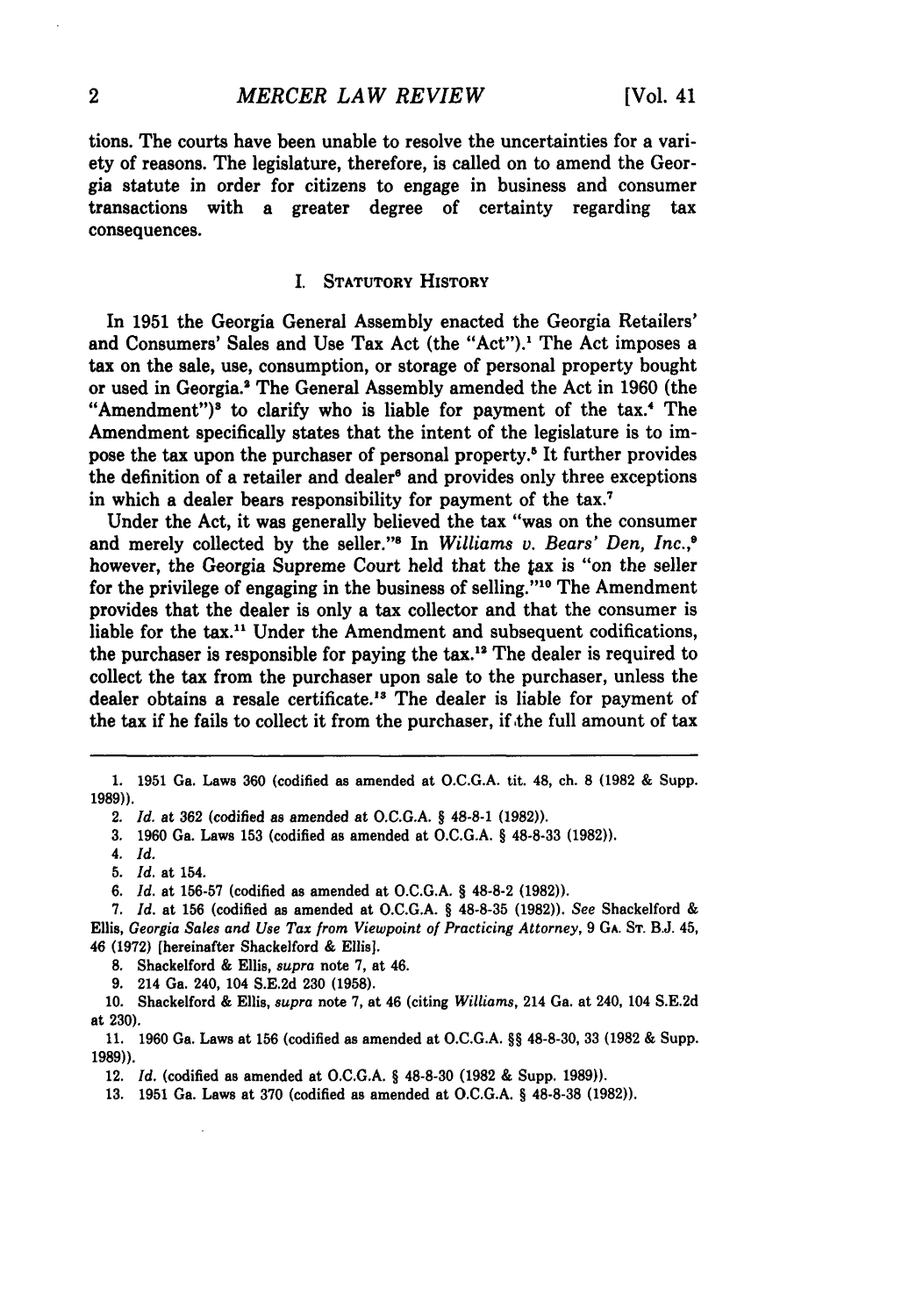tions. The courts have been unable to resolve the uncertainties for a variety of reasons. The legislature, therefore, is called on to amend the Georgia statute in order for citizens to engage in business and consumer transactions with a greater degree of certainty regarding tax consequences.

## I. STATUTORY HISTORY

In 1951 the Georgia General Assembly enacted the Georgia Retailers' and Consumers' Sales and Use Tax Act (the "Act").[1] The Act imposes a tax on the sale, use, consumption, or storage of personal property bought or used in Georgia.[2] The General Assembly amended the Act in 1960 (the "Amendment")[3] to clarify who is liable for payment of the tax.[4] The Amendment specifically states that the intent of the legislature is to impose the tax upon the purchaser of personal property.[5] It further provides the definition of a retailer and dealer[6] and provides only three exceptions in which a dealer bears responsibility for payment of the tax.[7]

Under the Act, it was generally believed the tax "was on the consumer and merely collected by the seller."[8] In *Williams v. Bears' Den, Inc.*,[9] however, the Georgia Supreme Court held that the tax is "on the seller for the privilege of engaging in the business of selling."[10] The Amendment provides that the dealer is only a tax collector and that the consumer is liable for the tax.[11] Under the Amendment and subsequent codifications, the purchaser is responsible for paying the tax.[12] The dealer is required to collect the tax from the purchaser upon sale to the purchaser, unless the dealer obtains a resale certificate.[13] The dealer is liable for payment of the tax if he fails to collect it from the purchaser, if the full amount of tax

---

1. 1951 Ga. Laws 360 (codified as amended at O.C.G.A. tit. 48, ch. 8 (1982 & Supp. 1989)).
2. *Id.* at 362 (codified as amended at O.C.G.A. § 48-8-1 (1982)).
3. 1960 Ga. Laws 153 (codified as amended at O.C.G.A. § 48-8-33 (1982)).
4. *Id.*
5. *Id.* at 154.
6. *Id.* at 156-57 (codified as amended at O.C.G.A. § 48-8-2 (1982)).
7. *Id.* at 156 (codified as amended at O.C.G.A. § 48-8-35 (1982)). *See* Shackelford & Ellis, *Georgia Sales and Use Tax from Viewpoint of Practicing Attorney*, 9 GA. ST. B.J. 45, 46 (1972) [hereinafter Shackelford & Ellis].
8. Shackelford & Ellis, *supra* note 7, at 46.
9. 214 Ga. 240, 104 S.E.2d 230 (1958).
10. Shackelford & Ellis, *supra* note 7, at 46 (citing *Williams*, 214 Ga. at 240, 104 S.E.2d at 230).
11. 1960 Ga. Laws at 156 (codified as amended at O.C.G.A. §§ 48-8-30, 33 (1982 & Supp. 1989)).
12. *Id.* (codified as amended at O.C.G.A. § 48-8-30 (1982 & Supp. 1989)).
13. 1951 Ga. Laws at 370 (codified as amended at O.C.G.A. § 48-8-38 (1982)).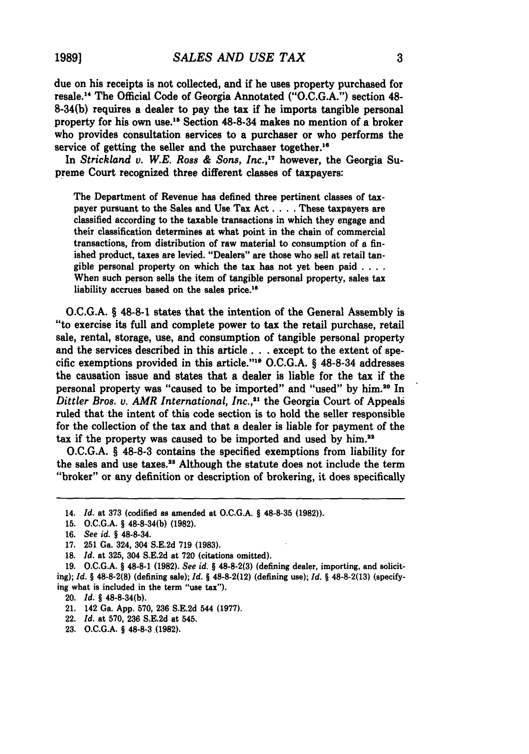due on his receipts is not collected, and if he uses property purchased for resale.[14] The Official Code of Georgia Annotated ("O.C.G.A.") section 48-8-34(b) requires a dealer to pay the tax if he imports tangible personal property for his own use.[15] Section 48-8-34 makes no mention of a broker who provides consultation services to a purchaser or who performs the service of getting the seller and the purchaser together.[16]

In *Strickland v. W.E. Ross & Sons, Inc.*,[17] however, the Georgia Supreme Court recognized three different classes of taxpayers:

> The Department of Revenue has defined three pertinent classes of taxpayer pursuant to the Sales and Use Tax Act . . . . These taxpayers are classified according to the taxable transactions in which they engage and their classification determines at what point in the chain of commercial transactions, from distribution of raw material to consumption of a finished product, taxes are levied. "Dealers" are those who sell at retail tangible personal property on which the tax has not yet been paid . . . . When such person sells the item of tangible personal property, sales tax liability accrues based on the sales price.[18]

O.C.G.A. § 48-8-1 states that the intention of the General Assembly is "to exercise its full and complete power to tax the retail purchase, retail sale, rental, storage, use, and consumption of tangible personal property and the services described in this article . . . except to the extent of specific exemptions provided in this article."[19] O.C.G.A. § 48-8-34 addresses the causation issue and states that a dealer is liable for the tax if the personal property was "caused to be imported" and "used" by him.[20] In *Dittler Bros. v. AMR International, Inc.*,[21] the Georgia Court of Appeals ruled that the intent of this code section is to hold the seller responsible for the collection of the tax and that a dealer is liable for payment of the tax if the property was caused to be imported and used by him.[22]

O.C.G.A. § 48-8-3 contains the specified exemptions from liability for the sales and use taxes.[23] Although the statute does not include the term "broker" or any definition or description of brokering, it does specifically

---

14. *Id.* at 373 (codified as amended at O.C.G.A. § 48-8-35 (1982)).
15. O.C.G.A. § 48-8-34(b) (1982).
16. *See id.* § 48-8-34.
17. 251 Ga. 324, 304 S.E.2d 719 (1983).
18. *Id.* at 325, 304 S.E.2d at 720 (citations omitted).
19. O.C.G.A. § 48-8-1 (1982). *See id.* § 48-8-2(3) (defining dealer, importing, and soliciting); *Id.* § 48-8-2(8) (defining sale); *Id.* § 48-8-2(12) (defining use); *Id.* § 48-8-2(13) (specifying what is included in the term "use tax").
20. *Id.* § 48-8-34(b).
21. 142 Ga. App. 570, 236 S.E.2d 544 (1977).
22. *Id.* at 570, 236 S.E.2d at 545.
23. O.C.G.A. § 48-8-3 (1982).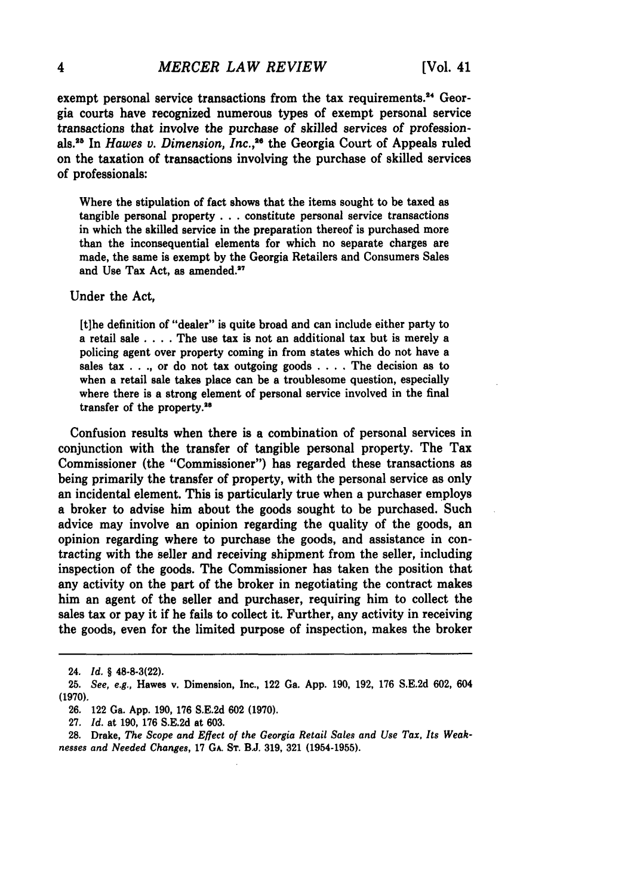exempt personal service transactions from the tax requirements.[24] Georgia courts have recognized numerous types of exempt personal service transactions that involve the purchase of skilled services of professionals.[25] In *Hawes v. Dimension, Inc.*,[26] the Georgia Court of Appeals ruled on the taxation of transactions involving the purchase of skilled services of professionals:

> Where the stipulation of fact shows that the items sought to be taxed as tangible personal property . . . constitute personal service transactions in which the skilled service in the preparation thereof is purchased more than the inconsequential elements for which no separate charges are made, the same is exempt by the Georgia Retailers and Consumers Sales and Use Tax Act, as amended.[27]

Under the Act,

> [t]he definition of "dealer" is quite broad and can include either party to a retail sale . . . . The use tax is not an additional tax but is merely a policing agent over property coming in from states which do not have a sales tax . . ., or do not tax outgoing goods . . . . The decision as to when a retail sale takes place can be a troublesome question, especially where there is a strong element of personal service involved in the final transfer of the property.[28]

Confusion results when there is a combination of personal services in conjunction with the transfer of tangible personal property. The Tax Commissioner (the "Commissioner") has regarded these transactions as being primarily the transfer of property, with the personal service as only an incidental element. This is particularly true when a purchaser employs a broker to advise him about the goods sought to be purchased. Such advice may involve an opinion regarding the quality of the goods, an opinion regarding where to purchase the goods, and assistance in contracting with the seller and receiving shipment from the seller, including inspection of the goods. The Commissioner has taken the position that any activity on the part of the broker in negotiating the contract makes him an agent of the seller and purchaser, requiring him to collect the sales tax or pay it if he fails to collect it. Further, any activity in receiving the goods, even for the limited purpose of inspection, makes the broker

---

24. *Id.* § 48-8-3(22).

25. *See, e.g.*, Hawes v. Dimension, Inc., 122 Ga. App. 190, 192, 176 S.E.2d 602, 604 (1970).

26. 122 Ga. App. 190, 176 S.E.2d 602 (1970).

27. *Id.* at 190, 176 S.E.2d at 603.

28. Drake, *The Scope and Effect of the Georgia Retail Sales and Use Tax, Its Weaknesses and Needed Changes*, 17 GA. ST. B.J. 319, 321 (1954-1955).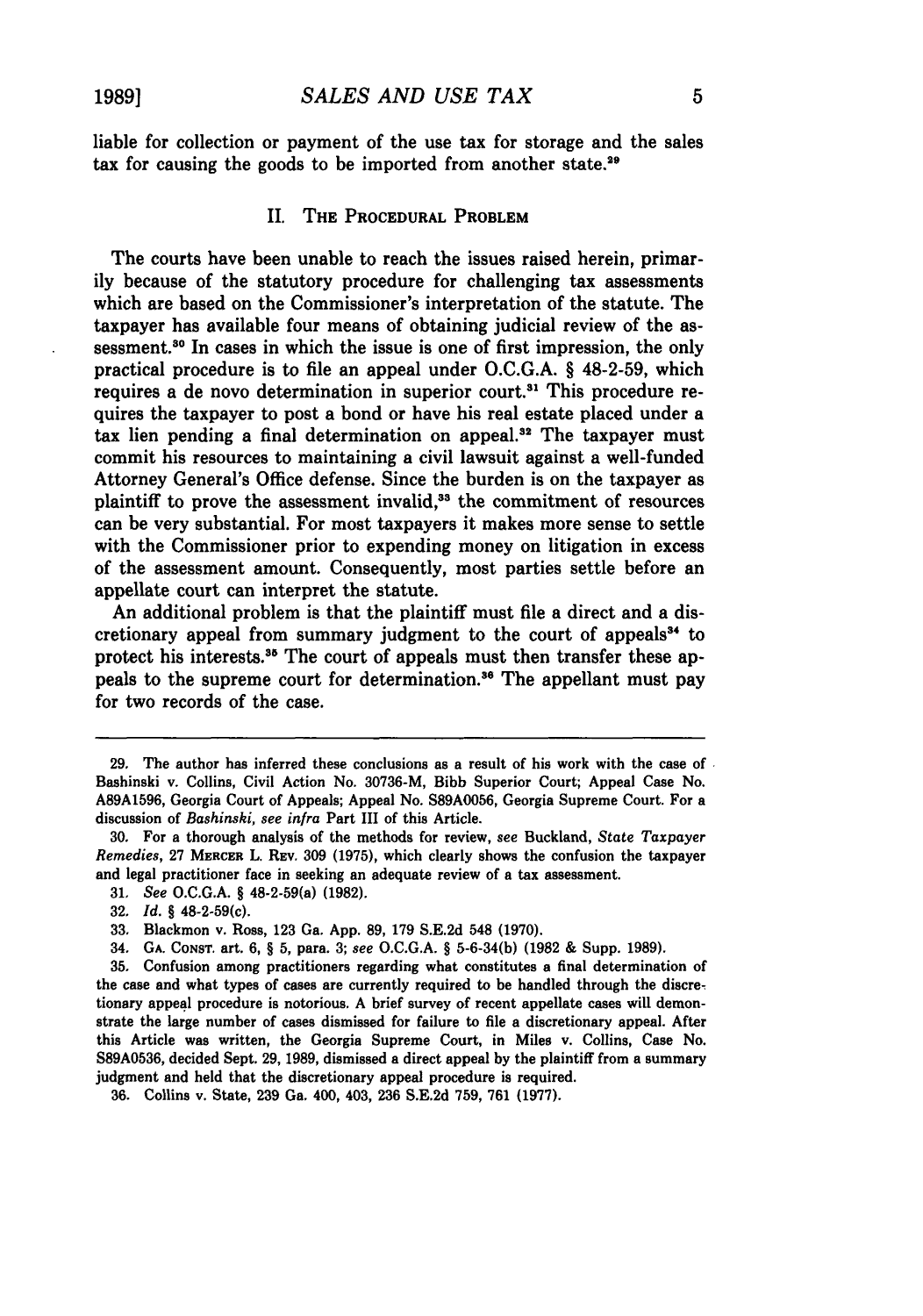liable for collection or payment of the use tax for storage and the sales tax for causing the goods to be imported from another state.[29]

## II. THE PROCEDURAL PROBLEM

The courts have been unable to reach the issues raised herein, primarily because of the statutory procedure for challenging tax assessments which are based on the Commissioner's interpretation of the statute. The taxpayer has available four means of obtaining judicial review of the assessment.[30] In cases in which the issue is one of first impression, the only practical procedure is to file an appeal under O.C.G.A. § 48-2-59, which requires a de novo determination in superior court.[31] This procedure requires the taxpayer to post a bond or have his real estate placed under a tax lien pending a final determination on appeal.[32] The taxpayer must commit his resources to maintaining a civil lawsuit against a well-funded Attorney General's Office defense. Since the burden is on the taxpayer as plaintiff to prove the assessment invalid,[33] the commitment of resources can be very substantial. For most taxpayers it makes more sense to settle with the Commissioner prior to expending money on litigation in excess of the assessment amount. Consequently, most parties settle before an appellate court can interpret the statute.

An additional problem is that the plaintiff must file a direct and a discretionary appeal from summary judgment to the court of appeals[34] to protect his interests.[35] The court of appeals must then transfer these appeals to the supreme court for determination.[36] The appellant must pay for two records of the case.

---

29. The author has inferred these conclusions as a result of his work with the case of Bashinski v. Collins, Civil Action No. 30736-M, Bibb Superior Court; Appeal Case No. A89A1596, Georgia Court of Appeals; Appeal No. S89A0056, Georgia Supreme Court. For a discussion of *Bashinski*, *see infra* Part III of this Article.

30. For a thorough analysis of the methods for review, *see* Buckland, *State Taxpayer Remedies*, 27 MERCER L. REV. 309 (1975), which clearly shows the confusion the taxpayer and legal practitioner face in seeking an adequate review of a tax assessment.

31. *See* O.C.G.A. § 48-2-59(a) (1982).

32. *Id.* § 48-2-59(c).

33. Blackmon v. Ross, 123 Ga. App. 89, 179 S.E.2d 548 (1970).

34. GA. CONST. art. 6, § 5, para. 3; *see* O.C.G.A. § 5-6-34(b) (1982 & Supp. 1989).

35. Confusion among practitioners regarding what constitutes a final determination of the case and what types of cases are currently required to be handled through the discretionary appeal procedure is notorious. A brief survey of recent appellate cases will demonstrate the large number of cases dismissed for failure to file a discretionary appeal. After this Article was written, the Georgia Supreme Court, in Miles v. Collins, Case No. S89A0536, decided Sept. 29, 1989, dismissed a direct appeal by the plaintiff from a summary judgment and held that the discretionary appeal procedure is required.

36. Collins v. State, 239 Ga. 400, 403, 236 S.E.2d 759, 761 (1977).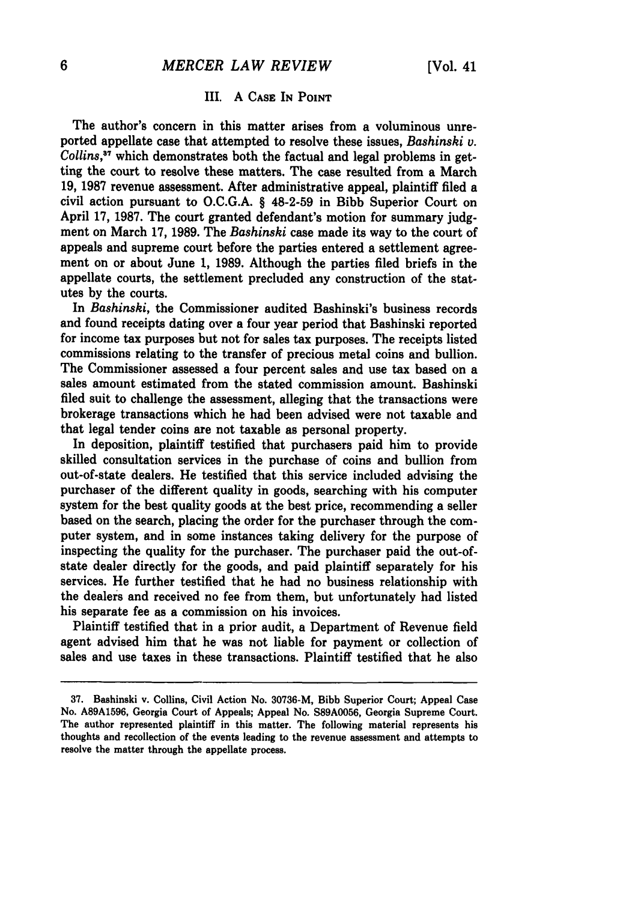## III. A Case In Point

The author's concern in this matter arises from a voluminous unreported appellate case that attempted to resolve these issues, *Bashinski v. Collins*,[37] which demonstrates both the factual and legal problems in getting the court to resolve these matters. The case resulted from a March 19, 1987 revenue assessment. After administrative appeal, plaintiff filed a civil action pursuant to O.C.G.A. § 48-2-59 in Bibb Superior Court on April 17, 1987. The court granted defendant's motion for summary judgment on March 17, 1989. The *Bashinski* case made its way to the court of appeals and supreme court before the parties entered a settlement agreement on or about June 1, 1989. Although the parties filed briefs in the appellate courts, the settlement precluded any construction of the statutes by the courts.

In *Bashinski*, the Commissioner audited Bashinski's business records and found receipts dating over a four year period that Bashinski reported for income tax purposes but not for sales tax purposes. The receipts listed commissions relating to the transfer of precious metal coins and bullion. The Commissioner assessed a four percent sales and use tax based on a sales amount estimated from the stated commission amount. Bashinski filed suit to challenge the assessment, alleging that the transactions were brokerage transactions which he had been advised were not taxable and that legal tender coins are not taxable as personal property.

In deposition, plaintiff testified that purchasers paid him to provide skilled consultation services in the purchase of coins and bullion from out-of-state dealers. He testified that this service included advising the purchaser of the different quality in goods, searching with his computer system for the best quality goods at the best price, recommending a seller based on the search, placing the order for the purchaser through the computer system, and in some instances taking delivery for the purpose of inspecting the quality for the purchaser. The purchaser paid the out-of-state dealer directly for the goods, and paid plaintiff separately for his services. He further testified that he had no business relationship with the dealers and received no fee from them, but unfortunately had listed his separate fee as a commission on his invoices.

Plaintiff testified that in a prior audit, a Department of Revenue field agent advised him that he was not liable for payment or collection of sales and use taxes in these transactions. Plaintiff testified that he also

---

37. Bashinski v. Collins, Civil Action No. 30736-M, Bibb Superior Court; Appeal Case No. A89A1596, Georgia Court of Appeals; Appeal No. S89A0056, Georgia Supreme Court. The author represented plaintiff in this matter. The following material represents his thoughts and recollection of the events leading to the revenue assessment and attempts to resolve the matter through the appellate process.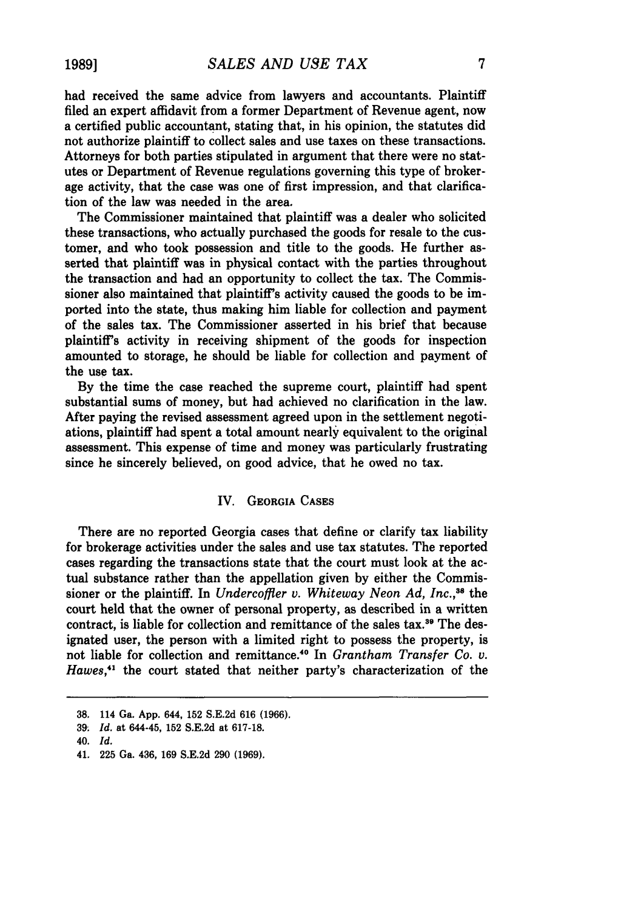had received the same advice from lawyers and accountants. Plaintiff filed an expert affidavit from a former Department of Revenue agent, now a certified public accountant, stating that, in his opinion, the statutes did not authorize plaintiff to collect sales and use taxes on these transactions. Attorneys for both parties stipulated in argument that there were no statutes or Department of Revenue regulations governing this type of brokerage activity, that the case was one of first impression, and that clarification of the law was needed in the area.

The Commissioner maintained that plaintiff was a dealer who solicited these transactions, who actually purchased the goods for resale to the customer, and who took possession and title to the goods. He further asserted that plaintiff was in physical contact with the parties throughout the transaction and had an opportunity to collect the tax. The Commissioner also maintained that plaintiff's activity caused the goods to be imported into the state, thus making him liable for collection and payment of the sales tax. The Commissioner asserted in his brief that because plaintiff's activity in receiving shipment of the goods for inspection amounted to storage, he should be liable for collection and payment of the use tax.

By the time the case reached the supreme court, plaintiff had spent substantial sums of money, but had achieved no clarification in the law. After paying the revised assessment agreed upon in the settlement negotiations, plaintiff had spent a total amount nearly equivalent to the original assessment. This expense of time and money was particularly frustrating since he sincerely believed, on good advice, that he owed no tax.

## IV. Georgia Cases

There are no reported Georgia cases that define or clarify tax liability for brokerage activities under the sales and use tax statutes. The reported cases regarding the transactions state that the court must look at the actual substance rather than the appellation given by either the Commissioner or the plaintiff. In *Undercoffler v. Whiteway Neon Ad, Inc.*,[38] the court held that the owner of personal property, as described in a written contract, is liable for collection and remittance of the sales tax.[39] The designated user, the person with a limited right to possess the property, is not liable for collection and remittance.[40] In *Grantham Transfer Co. v. Hawes*,[41] the court stated that neither party's characterization of the

---

38. 114 Ga. App. 644, 152 S.E.2d 616 (1966).

39. *Id.* at 644-45, 152 S.E.2d at 617-18.

40. *Id.*

41. 225 Ga. 436, 169 S.E.2d 290 (1969).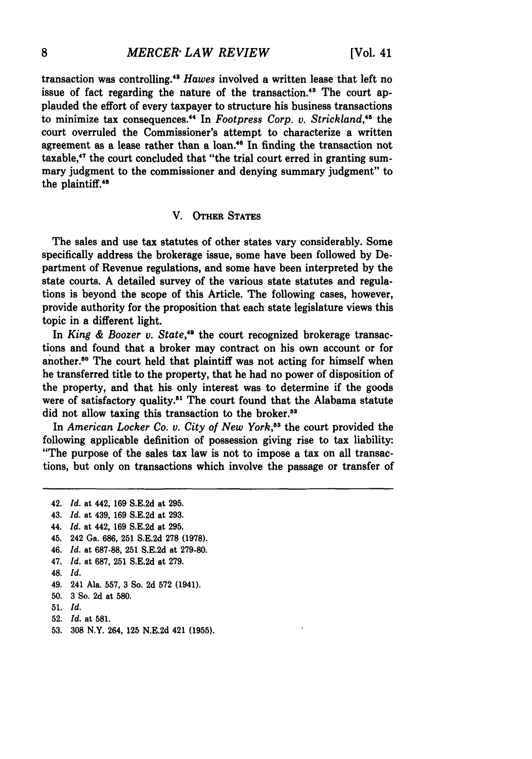transaction was controlling.[42] *Hawes* involved a written lease that left no issue of fact regarding the nature of the transaction.[43] The court applauded the effort of every taxpayer to structure his business transactions to minimize tax consequences.[44] In *Footpress Corp. v. Strickland*,[45] the court overruled the Commissioner's attempt to characterize a written agreement as a lease rather than a loan.[46] In finding the transaction not taxable,[47] the court concluded that "the trial court erred in granting summary judgment to the commissioner and denying summary judgment" to the plaintiff.[48]

## V. Other States

The sales and use tax statutes of other states vary considerably. Some specifically address the brokerage issue, some have been followed by Department of Revenue regulations, and some have been interpreted by the state courts. A detailed survey of the various state statutes and regulations is beyond the scope of this Article. The following cases, however, provide authority for the proposition that each state legislature views this topic in a different light.

In *King & Boozer v. State*,[49] the court recognized brokerage transactions and found that a broker may contract on his own account or for another.[50] The court held that plaintiff was not acting for himself when he transferred title to the property, that he had no power of disposition of the property, and that his only interest was to determine if the goods were of satisfactory quality.[51] The court found that the Alabama statute did not allow taxing this transaction to the broker.[52]

In *American Locker Co. v. City of New York*,[53] the court provided the following applicable definition of possession giving rise to tax liability: "The purpose of the sales tax law is not to impose a tax on all transactions, but only on transactions which involve the passage or transfer of

---

42. *Id.* at 442, 169 S.E.2d at 295.
43. *Id.* at 439, 169 S.E.2d at 293.
44. *Id.* at 442, 169 S.E.2d at 295.
45. 242 Ga. 686, 251 S.E.2d 278 (1978).
46. *Id.* at 687-88, 251 S.E.2d at 279-80.
47. *Id.* at 687, 251 S.E.2d at 279.
48. *Id.*
49. 241 Ala. 557, 3 So. 2d 572 (1941).
50. 3 So. 2d at 580.
51. *Id.*
52. *Id.* at 581.
53. 308 N.Y. 264, 125 N.E.2d 421 (1955).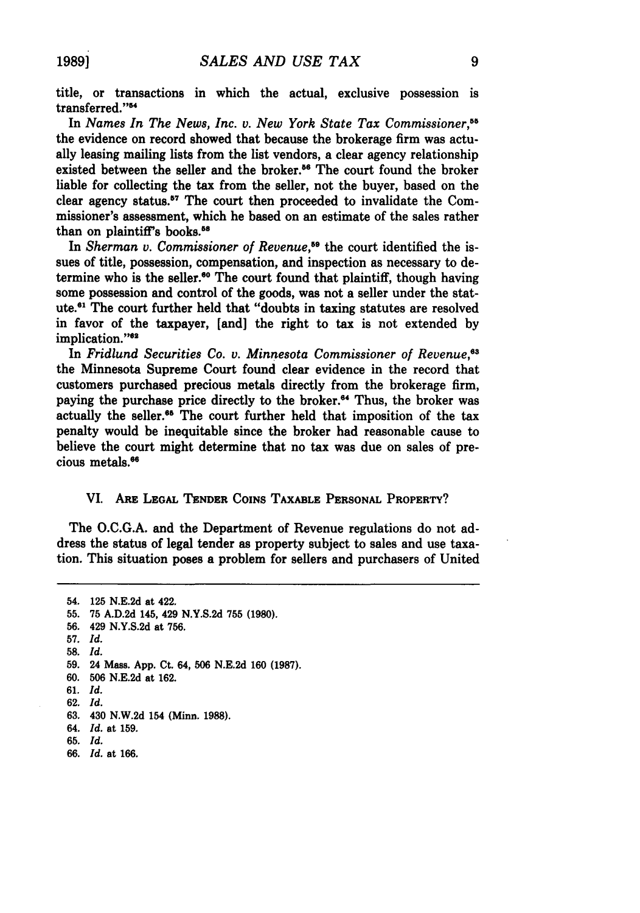title, or transactions in which the actual, exclusive possession is transferred."[54]

In *Names In The News, Inc. v. New York State Tax Commissioner*,[55] the evidence on record showed that because the brokerage firm was actually leasing mailing lists from the list vendors, a clear agency relationship existed between the seller and the broker.[56] The court found the broker liable for collecting the tax from the seller, not the buyer, based on the clear agency status.[57] The court then proceeded to invalidate the Commissioner's assessment, which he based on an estimate of the sales rather than on plaintiff's books.[58]

In *Sherman v. Commissioner of Revenue*,[59] the court identified the issues of title, possession, compensation, and inspection as necessary to determine who is the seller.[60] The court found that plaintiff, though having some possession and control of the goods, was not a seller under the statute.[61] The court further held that "doubts in taxing statutes are resolved in favor of the taxpayer, [and] the right to tax is not extended by implication."[62]

In *Fridlund Securities Co. v. Minnesota Commissioner of Revenue*,[63] the Minnesota Supreme Court found clear evidence in the record that customers purchased precious metals directly from the brokerage firm, paying the purchase price directly to the broker.[64] Thus, the broker was actually the seller.[65] The court further held that imposition of the tax penalty would be inequitable since the broker had reasonable cause to believe the court might determine that no tax was due on sales of precious metals.[66]

## VI. Are Legal Tender Coins Taxable Personal Property?

The O.C.G.A. and the Department of Revenue regulations do not address the status of legal tender as property subject to sales and use taxation. This situation poses a problem for sellers and purchasers of United

---

54. 125 N.E.2d at 422.
55. 75 A.D.2d 145, 429 N.Y.S.2d 755 (1980).
56. 429 N.Y.S.2d at 756.
57. *Id.*
58. *Id.*
59. 24 Mass. App. Ct. 64, 506 N.E.2d 160 (1987).
60. 506 N.E.2d at 162.
61. *Id.*
62. *Id.*
63. 430 N.W.2d 154 (Minn. 1988).
64. *Id.* at 159.
65. *Id.*
66. *Id.* at 166.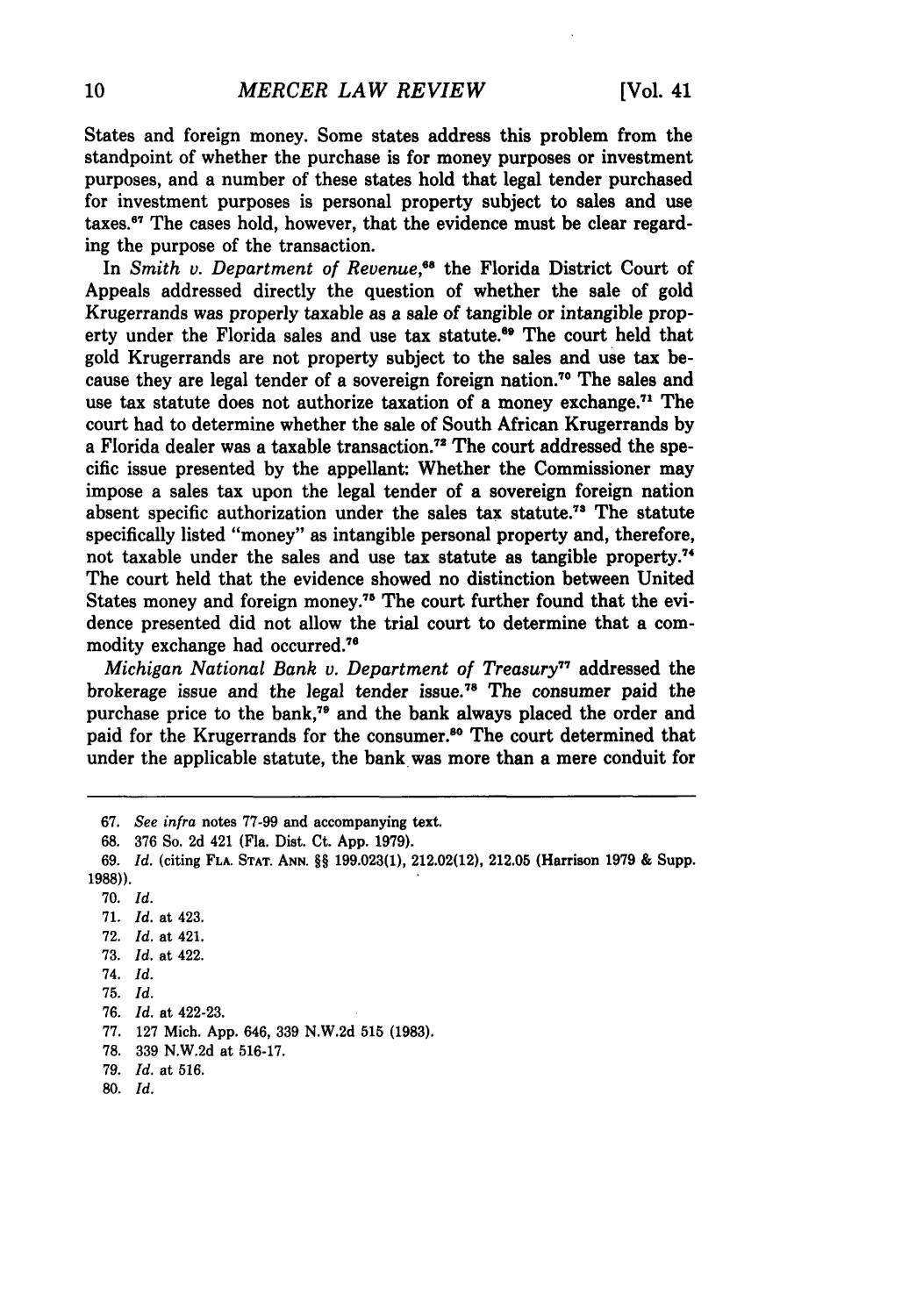States and foreign money. Some states address this problem from the standpoint of whether the purchase is for money purposes or investment purposes, and a number of these states hold that legal tender purchased for investment purposes is personal property subject to sales and use taxes.[67] The cases hold, however, that the evidence must be clear regarding the purpose of the transaction.

In *Smith v. Department of Revenue*,[68] the Florida District Court of Appeals addressed directly the question of whether the sale of gold Krugerrands was properly taxable as a sale of tangible or intangible property under the Florida sales and use tax statute.[69] The court held that gold Krugerrands are not property subject to the sales and use tax because they are legal tender of a sovereign foreign nation.[70] The sales and use tax statute does not authorize taxation of a money exchange.[71] The court had to determine whether the sale of South African Krugerrands by a Florida dealer was a taxable transaction.[72] The court addressed the specific issue presented by the appellant: Whether the Commissioner may impose a sales tax upon the legal tender of a sovereign foreign nation absent specific authorization under the sales tax statute.[73] The statute specifically listed "money" as intangible personal property and, therefore, not taxable under the sales and use tax statute as tangible property.[74] The court held that the evidence showed no distinction between United States money and foreign money.[75] The court further found that the evidence presented did not allow the trial court to determine that a commodity exchange had occurred.[76]

*Michigan National Bank v. Department of Treasury*[77] addressed the brokerage issue and the legal tender issue.[78] The consumer paid the purchase price to the bank,[79] and the bank always placed the order and paid for the Krugerrands for the consumer.[80] The court determined that under the applicable statute, the bank was more than a mere conduit for

---

67. *See infra* notes 77-99 and accompanying text.

68. 376 So. 2d 421 (Fla. Dist. Ct. App. 1979).

69. *Id.* (citing FLA. STAT. ANN. §§ 199.023(1), 212.02(12), 212.05 (Harrison 1979 & Supp. 1988)).

70. *Id.*

71. *Id.* at 423.

72. *Id.* at 421.

73. *Id.* at 422.

74. *Id.*

75. *Id.*

76. *Id.* at 422-23.

77. 127 Mich. App. 646, 339 N.W.2d 515 (1983).

78. 339 N.W.2d at 516-17.

79. *Id.* at 516.

80. *Id.*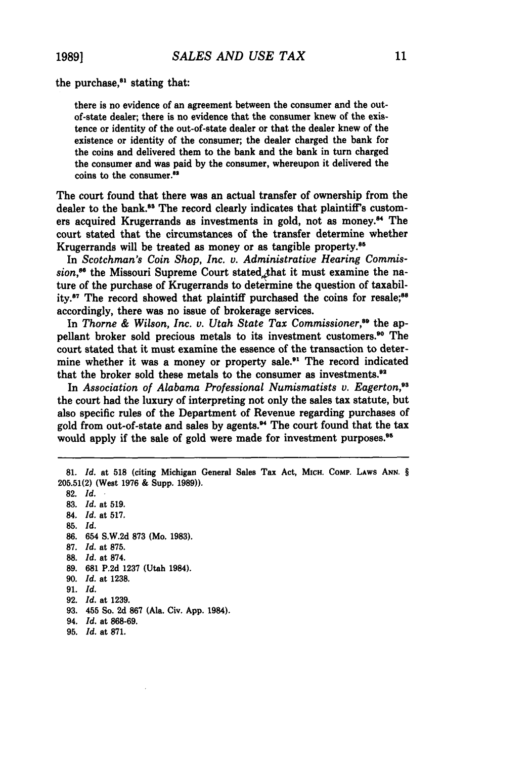the purchase,[81] stating that:

> there is no evidence of an agreement between the consumer and the out-of-state dealer; there is no evidence that the consumer knew of the existence or identity of the out-of-state dealer or that the dealer knew of the existence or identity of the consumer; the dealer charged the bank for the coins and delivered them to the bank and the bank in turn charged the consumer and was paid by the consumer, whereupon it delivered the coins to the consumer.[82]

The court found that there was an actual transfer of ownership from the dealer to the bank.[83] The record clearly indicates that plaintiff's customers acquired Krugerrands as investments in gold, not as money.[84] The court stated that the circumstances of the transfer determine whether Krugerrands will be treated as money or as tangible property.[85]

In *Scotchman's Coin Shop, Inc. v. Administrative Hearing Commission*,[86] the Missouri Supreme Court stated that it must examine the nature of the purchase of Krugerrands to determine the question of taxability.[87] The record showed that plaintiff purchased the coins for resale;[88] accordingly, there was no issue of brokerage services.

In *Thorne & Wilson, Inc. v. Utah State Tax Commissioner*,[89] the appellant broker sold precious metals to its investment customers.[90] The court stated that it must examine the essence of the transaction to determine whether it was a money or property sale.[91] The record indicated that the broker sold these metals to the consumer as investments.[92]

In *Association of Alabama Professional Numismatists v. Eagerton*,[93] the court had the luxury of interpreting not only the sales tax statute, but also specific rules of the Department of Revenue regarding purchases of gold from out-of-state and sales by agents.[94] The court found that the tax would apply if the sale of gold were made for investment purposes.[95]

---

81. *Id.* at 518 (citing Michigan General Sales Tax Act, MICH. COMP. LAWS ANN. § 205.51(2) (West 1976 & Supp. 1989)).
82. *Id.*
83. *Id.* at 519.
84. *Id.* at 517.
85. *Id.*
86. 654 S.W.2d 873 (Mo. 1983).
87. *Id.* at 875.
88. *Id.* at 874.
89. 681 P.2d 1237 (Utah 1984).
90. *Id.* at 1238.
91. *Id.*
92. *Id.* at 1239.
93. 455 So. 2d 867 (Ala. Civ. App. 1984).
94. *Id.* at 868-69.
95. *Id.* at 871.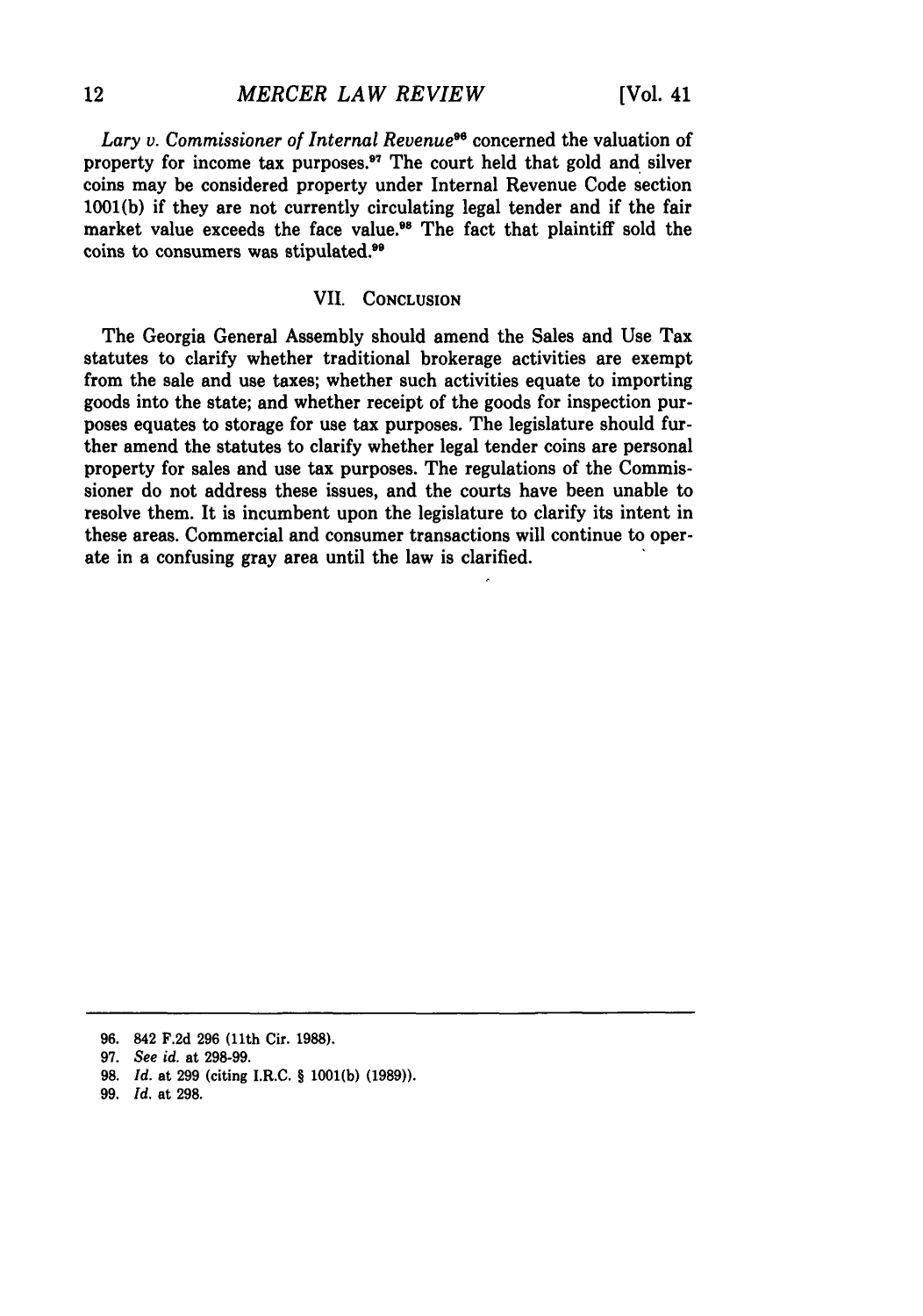*Lary v. Commissioner of Internal Revenue*[96] concerned the valuation of property for income tax purposes.[97] The court held that gold and silver coins may be considered property under Internal Revenue Code section 1001(b) if they are not currently circulating legal tender and if the fair market value exceeds the face value.[98] The fact that plaintiff sold the coins to consumers was stipulated.[99]

## VII. Conclusion

The Georgia General Assembly should amend the Sales and Use Tax statutes to clarify whether traditional brokerage activities are exempt from the sale and use taxes; whether such activities equate to importing goods into the state; and whether receipt of the goods for inspection purposes equates to storage for use tax purposes. The legislature should further amend the statutes to clarify whether legal tender coins are personal property for sales and use tax purposes. The regulations of the Commissioner do not address these issues, and the courts have been unable to resolve them. It is incumbent upon the legislature to clarify its intent in these areas. Commercial and consumer transactions will continue to operate in a confusing gray area until the law is clarified.

---

96. 842 F.2d 296 (11th Cir. 1988).

97. *See id.* at 298-99.

98. *Id.* at 299 (citing I.R.C. § 1001(b) (1989)).

99. *Id.* at 298.